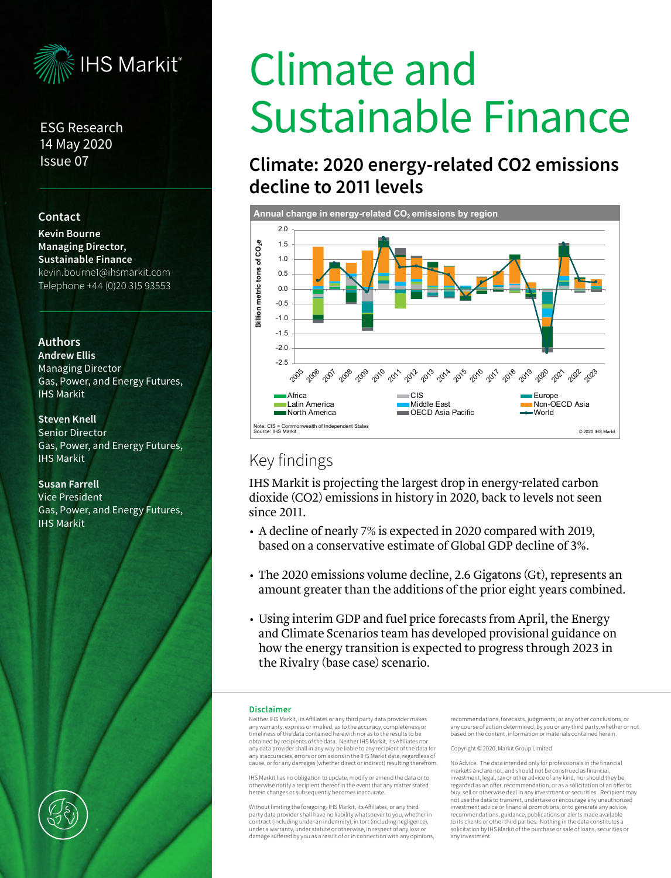IHS Markit®

ESG Research
14 May 2020
Issue 07

**Contact**

**Kevin Bourne**
**Managing Director, Sustainable Finance**
kevin.bourne1@ihsmarkit.com
Telephone +44 (0)20 315 93553

**Authors**

**Andrew Ellis**
Managing Director
Gas, Power, and Energy Futures, IHS Markit

**Steven Knell**
Senior Director
Gas, Power, and Energy Futures, IHS Markit

**Susan Farrell**
Vice President
Gas, Power, and Energy Futures, IHS Markit

# Climate and Sustainable Finance

## Climate: 2020 energy-related CO2 emissions decline to 2011 levels

**Annual change in energy-related $CO_2$ emissions by region**

Note: CIS = Commonwealth of Independent States
Source: IHS Markit
© 2020 IHS Markit

## Key findings

IHS Markit is projecting the largest drop in energy-related carbon dioxide (CO2) emissions in history in 2020, back to levels not seen since 2011.

- A decline of nearly 7% is expected in 2020 compared with 2019, based on a conservative estimate of Global GDP decline of 3%.
- The 2020 emissions volume decline, 2.6 Gigatons (Gt), represents an amount greater than the additions of the prior eight years combined.
- Using interim GDP and fuel price forecasts from April, the Energy and Climate Scenarios team has developed provisional guidance on how the energy transition is expected to progress through 2023 in the Rivalry (base case) scenario.

**Disclaimer**

Neither IHS Markit, its Affiliates or any third party data provider makes any warranty, express or implied, as to the accuracy, completeness or timeliness of the data contained herewith nor as to the results to be obtained by recipients of the data. Neither IHS Markit, its Affiliates nor any data provider shall in any way be liable to any recipient of the data for any inaccuracies, errors or omissions in the IHS Markit data, regardless of cause, or for any damages (whether direct or indirect) resulting therefrom.

IHS Markit has no obligation to update, modify or amend the data or to otherwise notify a recipient thereof in the event that any matter stated herein changes or subsequently becomes inaccurate.

Without limiting the foregoing, IHS Markit, its Affiliates, or any third party data provider shall have no liability whatsoever to you, whether in contract (including under an indemnity), in tort (including negligence), under a warranty, under statute or otherwise, in respect of any loss or damage suffered by you as a result of or in connection with any opinions, recommendations, forecasts, judgments, or any other conclusions, or any course of action determined, by you or any third party, whether or not based on the content, information or materials contained herein.

Copyright © 2020, Markit Group Limited

No Advice. The data intended only for professionals in the financial markets and are not, and should not be construed as financial, investment, legal, tax or other advice of any kind, nor should they be regarded as an offer, recommendation, or as a solicitation of an offer to buy, sell or otherwise deal in any investment or securities. Recipient may not use the data to transmit, undertake or encourage any unauthorized investment advice or financial promotions, or to generate any advice, recommendations, guidance, publications or alerts made available to its clients or other third parties. Nothing in the data constitutes a solicitation by IHS Markit of the purchase or sale of loans, securities or any investment.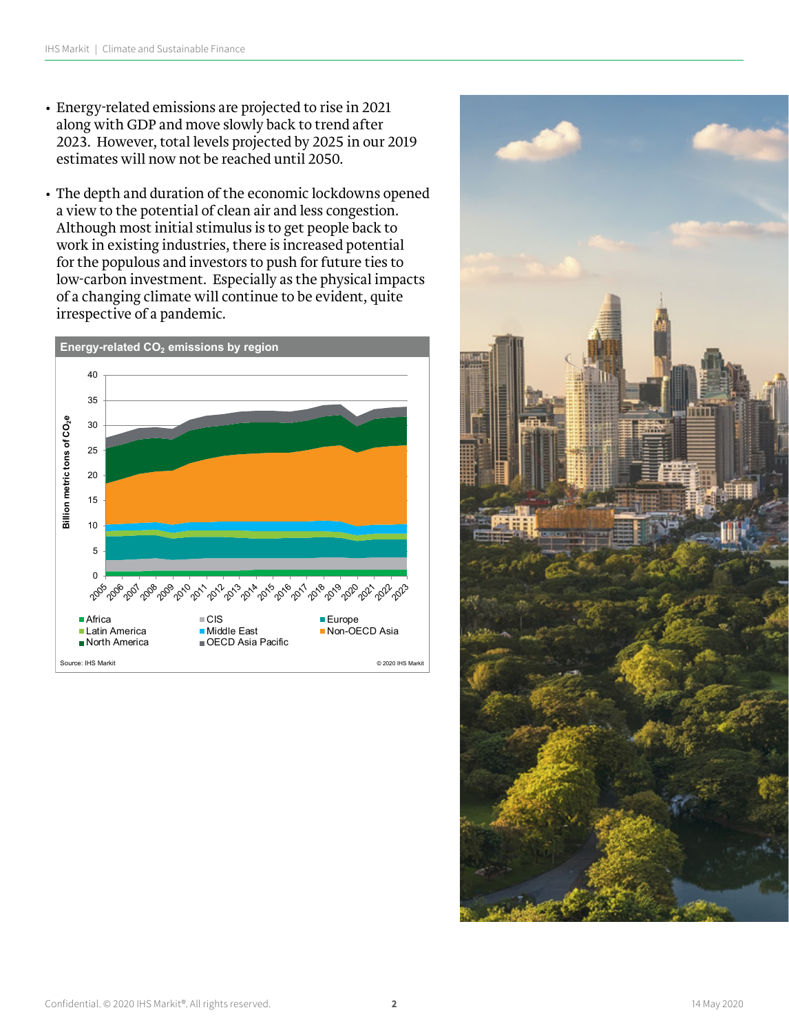- Energy-related emissions are projected to rise in 2021 along with GDP and move slowly back to trend after 2023. However, total levels projected by 2025 in our 2019 estimates will now not be reached until 2050.
- The depth and duration of the economic lockdowns opened a view to the potential of clean air and less congestion. Although most initial stimulus is to get people back to work in existing industries, there is increased potential for the populous and investors to push for future ties to low-carbon investment. Especially as the physical impacts of a changing climate will continue to be evident, quite irrespective of a pandemic.

**Energy-related $CO_2$ emissions by region**

Source: IHS Markit

© 2020 IHS Markit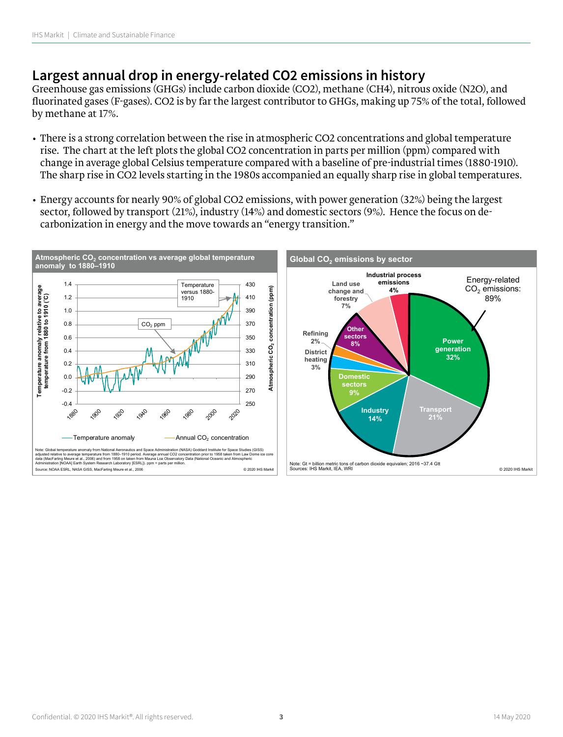## Largest annual drop in energy-related CO2 emissions in history

Greenhouse gas emissions (GHGs) include carbon dioxide (CO2), methane (CH4), nitrous oxide (N2O), and fluorinated gases (F-gases). CO2 is by far the largest contributor to GHGs, making up 75% of the total, followed by methane at 17%.

- There is a strong correlation between the rise in atmospheric CO2 concentrations and global temperature rise. The chart at the left plots the global CO2 concentration in parts per million (ppm) compared with change in average global Celsius temperature compared with a baseline of pre-industrial times (1880-1910). The sharp rise in CO2 levels starting in the 1980s accompanied an equally sharp rise in global temperatures.
- Energy accounts for nearly 90% of global CO2 emissions, with power generation (32%) being the largest sector, followed by transport (21%), industry (14%) and domestic sectors (9%). Hence the focus on de-carbonization in energy and the move towards an "energy transition."

**Atmospheric $CO_2$ concentration vs average global temperature anomaly to 1880–1910**

Legend: Temperature anomaly; Annual $CO_2$ concentration. Left axis: Temperature anomaly relative to average temperature from 1880 to 1910 (°C). Right axis: Atmospheric $CO_2$ concentration (ppm). Annotations: "Temperature versus 1880-1910"; "$CO_2$ ppm".

Note: Global temperature anomaly from National Aeronautics and Space Administration (NASA) Goddard Institute for Space Studies (GISS) adjusted relative to average temperature from 1880–1910 period. Average annual CO2 concentration prior to 1958 taken from Law Dome ice core data (MacFarling Meure et al., 2006) and from 1958 on taken from Mauna Loa Observatory Data (National Oceanic and Atmospheric Administration [NOAA] Earth System Research Laboratory [ESRL]). ppm = parts per million.

Source: NOAA ESRL, NASA GISS, MacFarling Meure et al., 2006 © 2020 IHS Markit

**Global $CO_2$ emissions by sector**

| Sector | Share |
|---|---|
| Power generation | 32% |
| Transport | 21% |
| Industry | 14% |
| Domestic sectors | 9% |
| District heating | 3% |
| Refining | 2% |
| Other sectors | 8% |
| Land use change and forestry | 7% |
| Industrial process emissions | 4% |

Energy-related $CO_2$ emissions: 89%

Note: Gt = billion metric tons of carbon dioxide equivalent; 2016 ~37.4 Gtt

Sources: IHS Markit, IEA, WRI © 2020 IHS Markit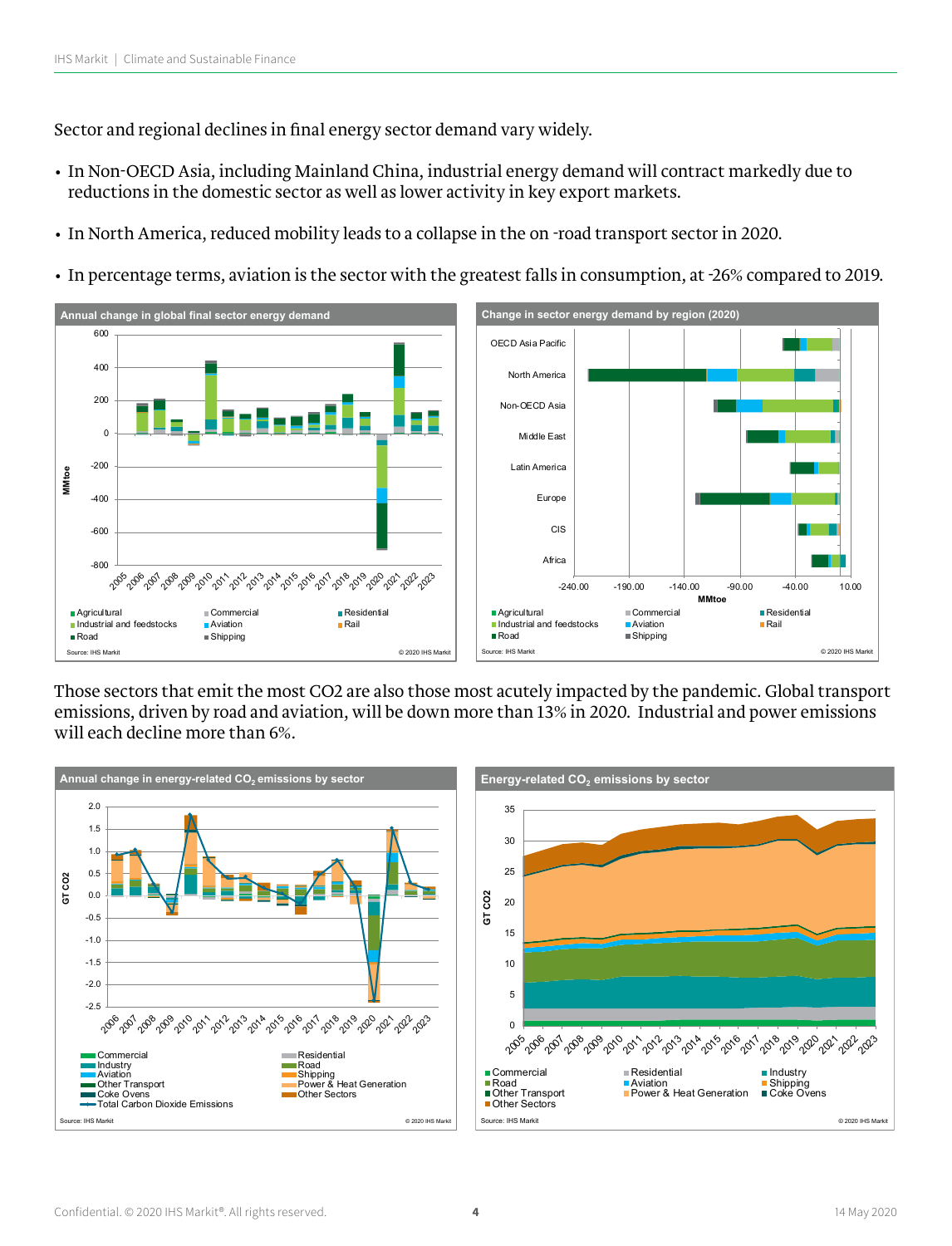Sector and regional declines in final energy sector demand vary widely.

- In Non-OECD Asia, including Mainland China, industrial energy demand will contract markedly due to reductions in the domestic sector as well as lower activity in key export markets.
- In North America, reduced mobility leads to a collapse in the on -road transport sector in 2020.
- In percentage terms, aviation is the sector with the greatest falls in consumption, at -26% compared to 2019.

**Annual change in global final sector energy demand**

Source: IHS Markit © 2020 IHS Markit

**Change in sector energy demand by region (2020)**

Source: IHS Markit © 2020 IHS Markit

Those sectors that emit the most CO2 are also those most acutely impacted by the pandemic. Global transport emissions, driven by road and aviation, will be down more than 13% in 2020. Industrial and power emissions will each decline more than 6%.

**Annual change in energy-related $CO_2$ emissions by sector**

Source: IHS Markit © 2020 IHS Markit

**Energy-related $CO_2$ emissions by sector**

Source: IHS Markit © 2020 IHS Markit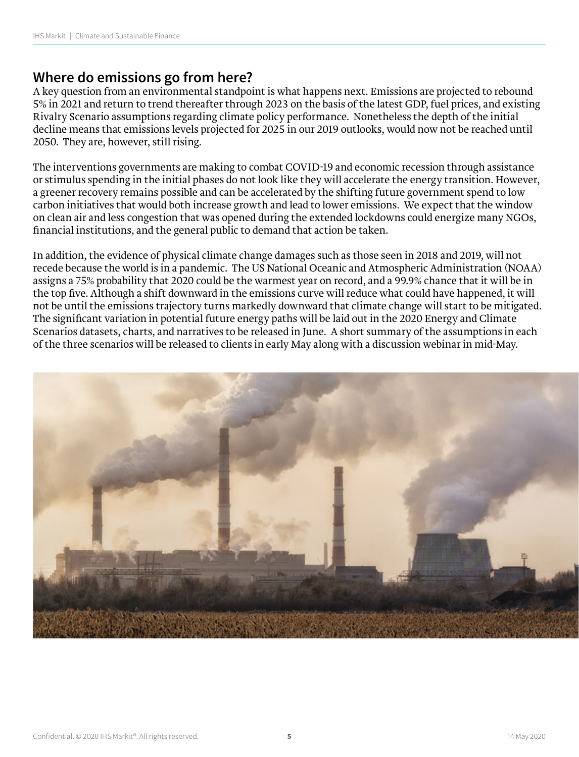## Where do emissions go from here?

A key question from an environmental standpoint is what happens next. Emissions are projected to rebound 5% in 2021 and return to trend thereafter through 2023 on the basis of the latest GDP, fuel prices, and existing Rivalry Scenario assumptions regarding climate policy performance. Nonetheless the depth of the initial decline means that emissions levels projected for 2025 in our 2019 outlooks, would now not be reached until 2050. They are, however, still rising.

The interventions governments are making to combat COVID-19 and economic recession through assistance or stimulus spending in the initial phases do not look like they will accelerate the energy transition. However, a greener recovery remains possible and can be accelerated by the shifting future government spend to low carbon initiatives that would both increase growth and lead to lower emissions. We expect that the window on clean air and less congestion that was opened during the extended lockdowns could energize many NGOs, financial institutions, and the general public to demand that action be taken.

In addition, the evidence of physical climate change damages such as those seen in 2018 and 2019, will not recede because the world is in a pandemic. The US National Oceanic and Atmospheric Administration (NOAA) assigns a 75% probability that 2020 could be the warmest year on record, and a 99.9% chance that it will be in the top five. Although a shift downward in the emissions curve will reduce what could have happened, it will not be until the emissions trajectory turns markedly downward that climate change will start to be mitigated. The significant variation in potential future energy paths will be laid out in the 2020 Energy and Climate Scenarios datasets, charts, and narratives to be released in June. A short summary of the assumptions in each of the three scenarios will be released to clients in early May along with a discussion webinar in mid-May.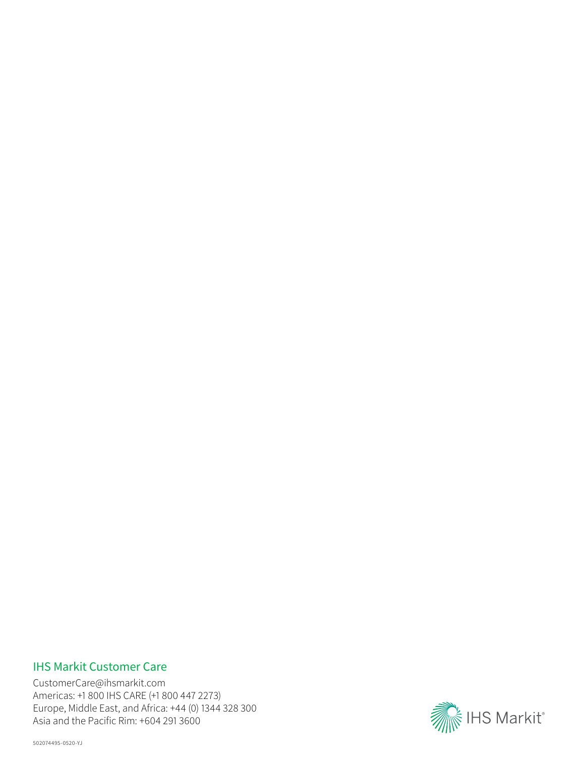## IHS Markit Customer Care

CustomerCare@ihsmarkit.com
Americas: +1 800 IHS CARE (+1 800 447 2273)
Europe, Middle East, and Africa: +44 (0) 1344 328 300
Asia and the Pacific Rim: +604 291 3600

IHS Markit®

502074495-0520-YJ